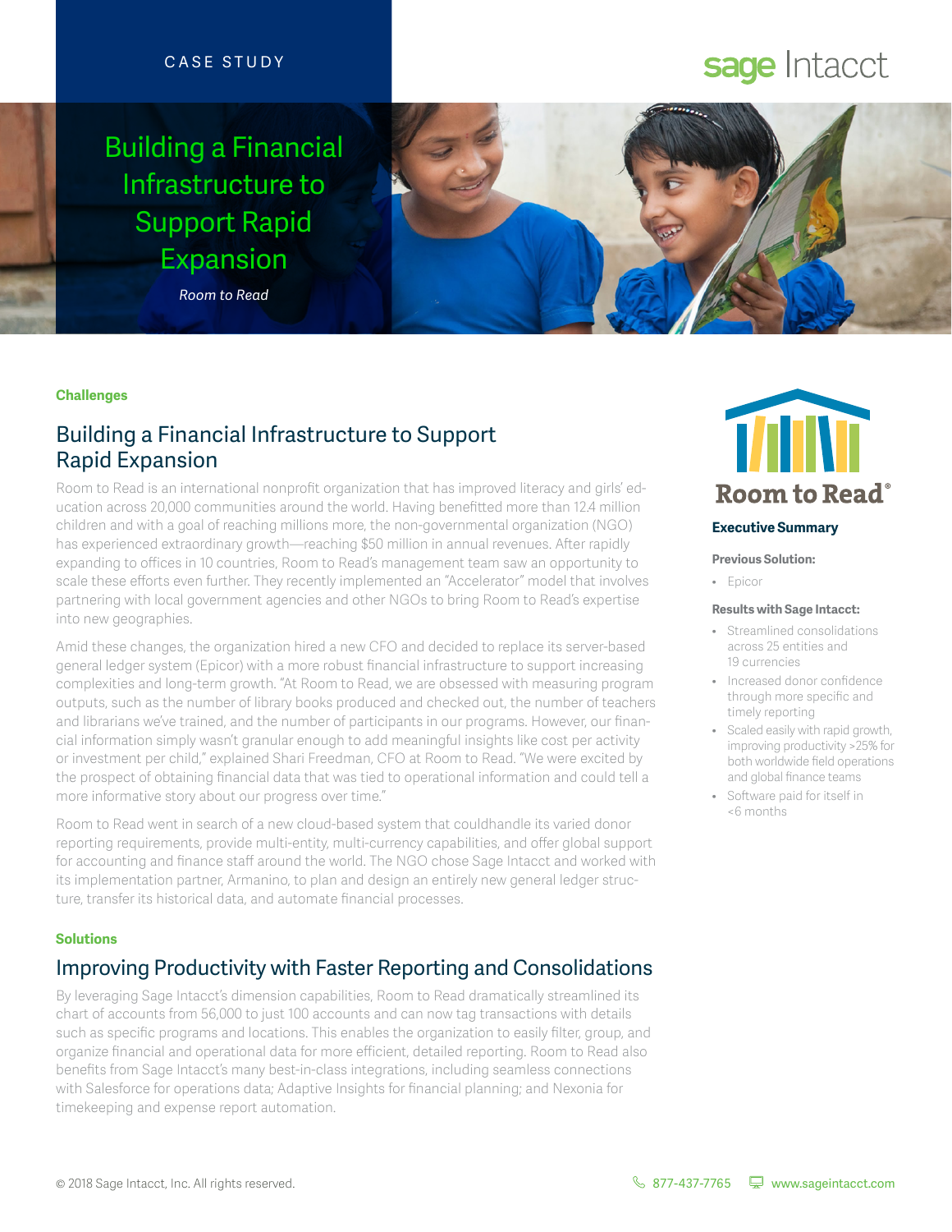CASE STUDY

sage Intacct

# Building a Financial Infrastructure to Support Rapid Expansion

*Room to Read*

**Challenges**

## Building a Financial Infrastructure to Support Rapid Expansion

Room to Read is an international nonprofit organization that has improved literacy and girls' education across 20,000 communities around the world. Having benefitted more than 12.4 million children and with a goal of reaching millions more, the non-governmental organization (NGO) has experienced extraordinary growth—reaching $50 million in annual revenues. After rapidly expanding to offices in 10 countries, Room to Read's management team saw an opportunity to scale these efforts even further. They recently implemented an "Accelerator" model that involves partnering with local government agencies and other NGOs to bring Room to Read's expertise into new geographies.

Amid these changes, the organization hired a new CFO and decided to replace its server-based general ledger system (Epicor) with a more robust financial infrastructure to support increasing complexities and long-term growth. "At Room to Read, we are obsessed with measuring program outputs, such as the number of library books produced and checked out, the number of teachers and librarians we've trained, and the number of participants in our programs. However, our financial information simply wasn't granular enough to add meaningful insights like cost per activity or investment per child," explained Shari Freedman, CFO at Room to Read. "We were excited by the prospect of obtaining financial data that was tied to operational information and could tell a more informative story about our progress over time."

Room to Read went in search of a new cloud-based system that couldhandle its varied donor reporting requirements, provide multi-entity, multi-currency capabilities, and offer global support for accounting and finance staff around the world. The NGO chose Sage Intacct and worked with its implementation partner, Armanino, to plan and design an entirely new general ledger structure, transfer its historical data, and automate financial processes.

**Solutions**

## Improving Productivity with Faster Reporting and Consolidations

By leveraging Sage Intacct's dimension capabilities, Room to Read dramatically streamlined its chart of accounts from 56,000 to just 100 accounts and can now tag transactions with details such as specific programs and locations. This enables the organization to easily filter, group, and organize financial and operational data for more efficient, detailed reporting. Room to Read also benefits from Sage Intacct's many best-in-class integrations, including seamless connections with Salesforce for operations data; Adaptive Insights for financial planning; and Nexonia for timekeeping and expense report automation.

Room to Read®

### Executive Summary

**Previous Solution:**

- Epicor

**Results with Sage Intacct:**

- Streamlined consolidations across 25 entities and 19 currencies
- Increased donor confidence through more specific and timely reporting
- Scaled easily with rapid growth, improving productivity >25% for both worldwide field operations and global finance teams
- Software paid for itself in <6 months

© 2018 Sage Intacct, Inc. All rights reserved. 877-437-7765 www.sageintacct.com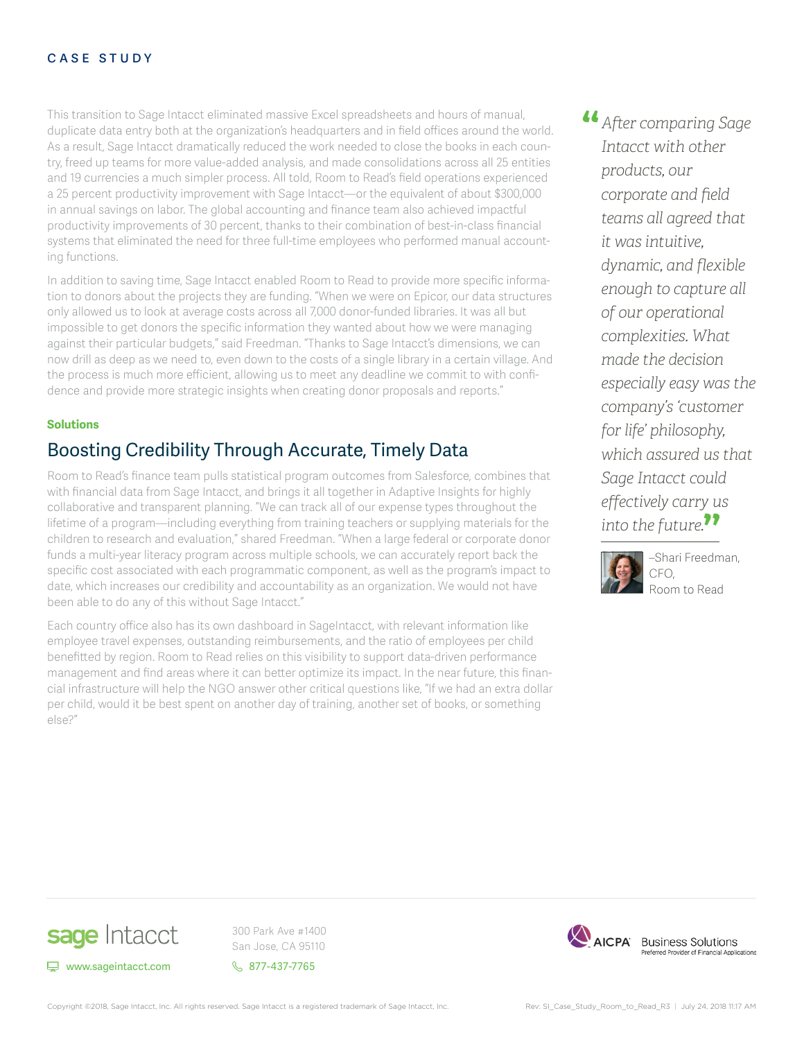This transition to Sage Intacct eliminated massive Excel spreadsheets and hours of manual, duplicate data entry both at the organization's headquarters and in field offices around the world. As a result, Sage Intacct dramatically reduced the work needed to close the books in each country, freed up teams for more value-added analysis, and made consolidations across all 25 entities and 19 currencies a much simpler process. All told, Room to Read's field operations experienced a 25 percent productivity improvement with Sage Intacct—or the equivalent of about $300,000 in annual savings on labor. The global accounting and finance team also achieved impactful productivity improvements of 30 percent, thanks to their combination of best-in-class financial systems that eliminated the need for three full-time employees who performed manual accounting functions.

In addition to saving time, Sage Intacct enabled Room to Read to provide more specific information to donors about the projects they are funding. "When we were on Epicor, our data structures only allowed us to look at average costs across all 7,000 donor-funded libraries. It was all but impossible to get donors the specific information they wanted about how we were managing against their particular budgets," said Freedman. "Thanks to Sage Intacct's dimensions, we can now drill as deep as we need to, even down to the costs of a single library in a certain village. And the process is much more efficient, allowing us to meet any deadline we commit to with confidence and provide more strategic insights when creating donor proposals and reports."

> *"After comparing Sage Intacct with other products, our corporate and field teams all agreed that it was intuitive, dynamic, and flexible enough to capture all of our operational complexities. What made the decision especially easy was the company's 'customer for life' philosophy, which assured us that Sage Intacct could effectively carry us into the future."*
>
> –Shari Freedman, CFO, Room to Read

**Solutions**

## Boosting Credibility Through Accurate, Timely Data

Room to Read's finance team pulls statistical program outcomes from Salesforce, combines that with financial data from Sage Intacct, and brings it all together in Adaptive Insights for highly collaborative and transparent planning. "We can track all of our expense types throughout the lifetime of a program—including everything from training teachers or supplying materials for the children to research and evaluation," shared Freedman. "When a large federal or corporate donor funds a multi-year literacy program across multiple schools, we can accurately report back the specific cost associated with each programmatic component, as well as the program's impact to date, which increases our credibility and accountability as an organization. We would not have been able to do any of this without Sage Intacct."

Each country office also has its own dashboard in SageIntacct, with relevant information like employee travel expenses, outstanding reimbursements, and the ratio of employees per child benefitted by region. Room to Read relies on this visibility to support data-driven performance management and find areas where it can better optimize its impact. In the near future, this financial infrastructure will help the NGO answer other critical questions like, "If we had an extra dollar per child, would it be best spent on another day of training, another set of books, or something else?"

sage Intacct

www.sageintacct.com

300 Park Ave #1400
San Jose, CA 95110

877-437-7765

AICPA Business Solutions
Preferred Provider of Financial Applications

Copyright ©2018, Sage Intacct, Inc. All rights reserved. Sage Intacct is a registered trademark of Sage Intacct, Inc.

Rev: SI_Case_Study_Room_to_Read_R3 | July 24, 2018 11:17 AM